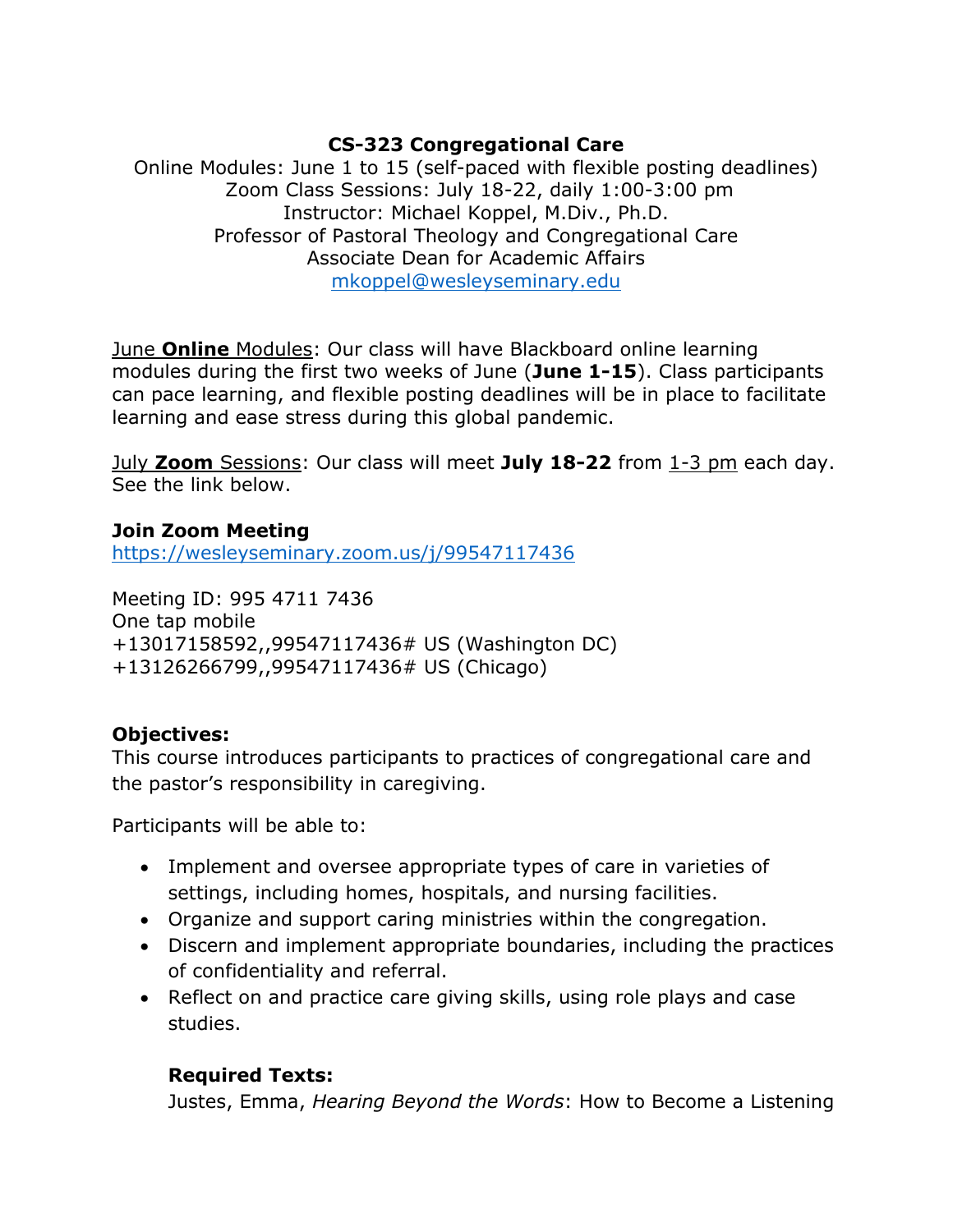**CS-323 Congregational Care**

Online Modules: June 1 to 15 (self-paced with flexible posting deadlines)
Zoom Class Sessions: July 18-22, daily 1:00-3:00 pm
Instructor: Michael Koppel, M.Div., Ph.D.
Professor of Pastoral Theology and Congregational Care
Associate Dean for Academic Affairs
mkoppel@wesleyseminary.edu

June **Online** Modules: Our class will have Blackboard online learning modules during the first two weeks of June (**June 1-15**). Class participants can pace learning, and flexible posting deadlines will be in place to facilitate learning and ease stress during this global pandemic.

July **Zoom** Sessions: Our class will meet **July 18-22** from 1-3 pm each day. See the link below.

**Join Zoom Meeting**
https://wesleyseminary.zoom.us/j/99547117436

Meeting ID: 995 4711 7436
One tap mobile
+13017158592,,99547117436# US (Washington DC)
+13126266799,,99547117436# US (Chicago)

**Objectives:**
This course introduces participants to practices of congregational care and the pastor's responsibility in caregiving.

Participants will be able to:

- Implement and oversee appropriate types of care in varieties of settings, including homes, hospitals, and nursing facilities.
- Organize and support caring ministries within the congregation.
- Discern and implement appropriate boundaries, including the practices of confidentiality and referral.
- Reflect on and practice care giving skills, using role plays and case studies.

**Required Texts:**
Justes, Emma, *Hearing Beyond the Words*: How to Become a Listening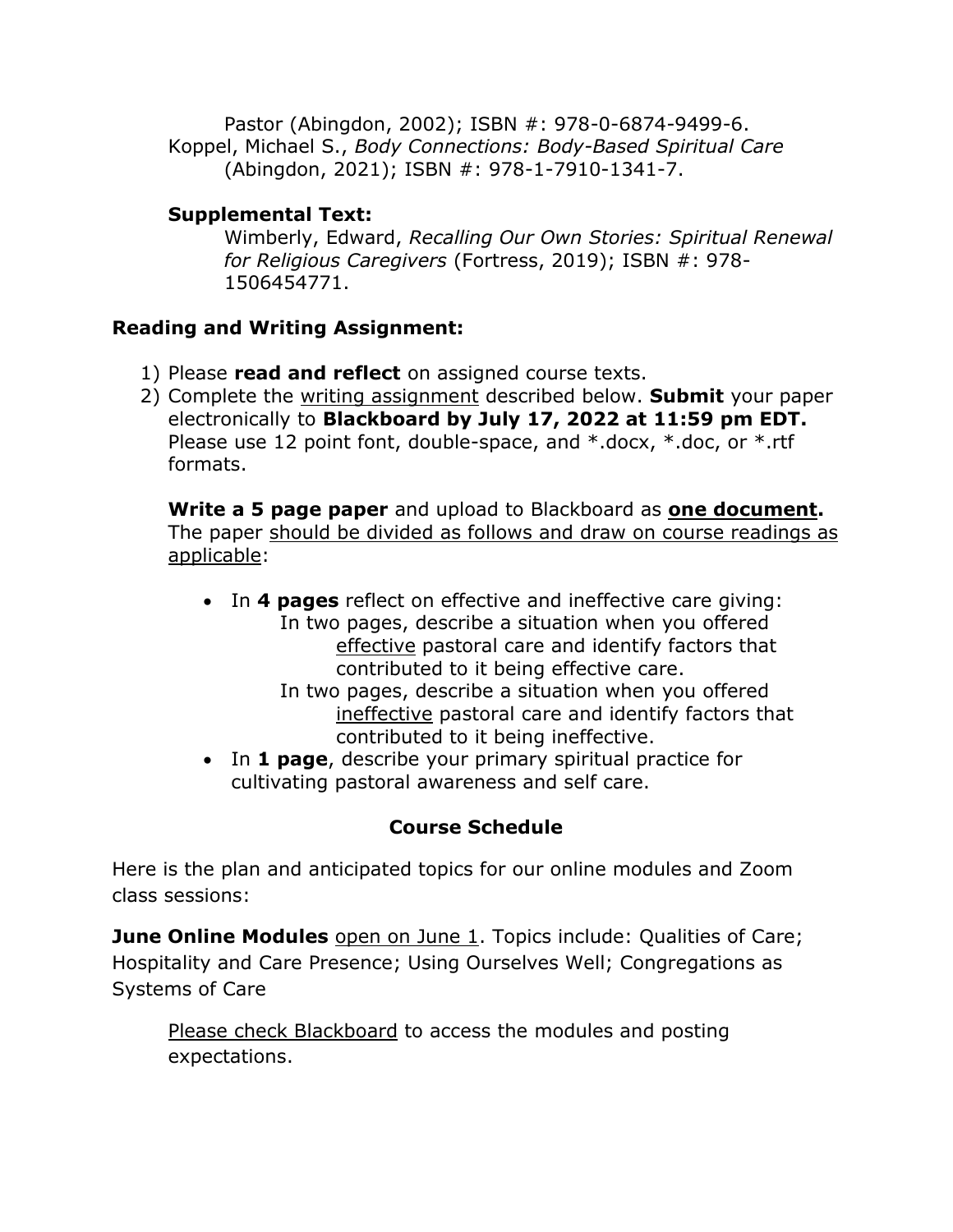Pastor (Abingdon, 2002); ISBN #: 978-0-6874-9499-6.

Koppel, Michael S., *Body Connections: Body-Based Spiritual Care* (Abingdon, 2021); ISBN #: 978-1-7910-1341-7.

**Supplemental Text:**

Wimberly, Edward, *Recalling Our Own Stories: Spiritual Renewal for Religious Caregivers* (Fortress, 2019); ISBN #: 978-1506454771.

**Reading and Writing Assignment:**

1) Please **read and reflect** on assigned course texts.
2) Complete the <u>writing assignment</u> described below. **Submit** your paper electronically to **Blackboard by July 17, 2022 at 11:59 pm EDT.** Please use 12 point font, double-space, and *.docx, *.doc, or *.rtf formats.

   **Write a 5 page paper** and upload to Blackboard as **<u>one document</u>.** The paper <u>should be divided as follows and draw on course readings as applicable</u>:

   - In **4 pages** reflect on effective and ineffective care giving:
     - In two pages, describe a situation when you offered <u>effective</u> pastoral care and identify factors that contributed to it being effective care.
     - In two pages, describe a situation when you offered <u>ineffective</u> pastoral care and identify factors that contributed to it being ineffective.
   - In **1 page**, describe your primary spiritual practice for cultivating pastoral awareness and self care.

## Course Schedule

Here is the plan and anticipated topics for our online modules and Zoom class sessions:

**June Online Modules** <u>open on June 1</u>. Topics include: Qualities of Care; Hospitality and Care Presence; Using Ourselves Well; Congregations as Systems of Care

<u>Please check Blackboard</u> to access the modules and posting expectations.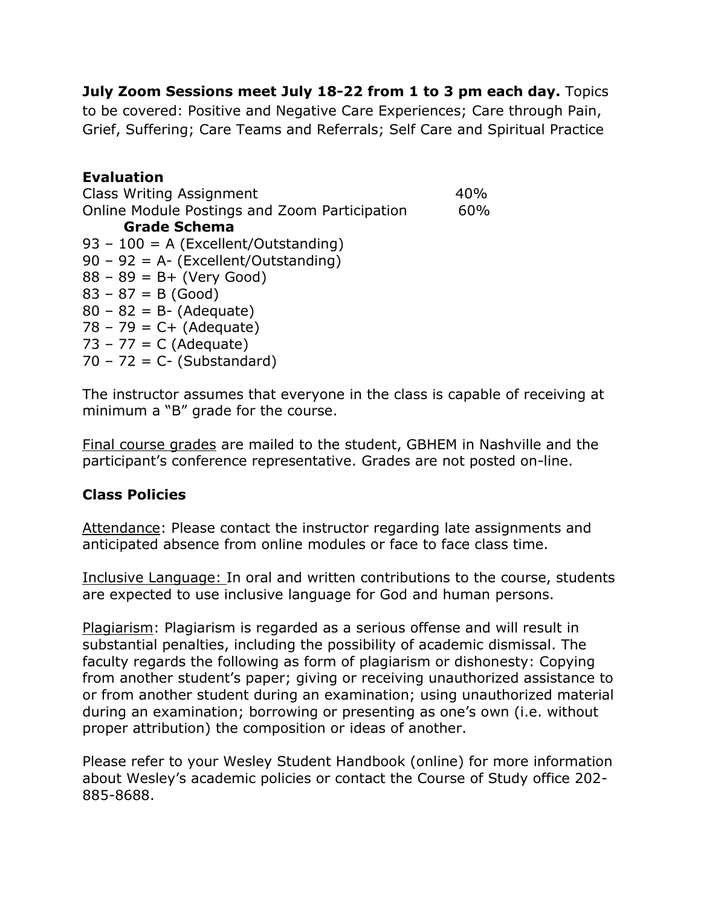**July Zoom Sessions meet July 18-22 from 1 to 3 pm each day.** Topics to be covered: Positive and Negative Care Experiences; Care through Pain, Grief, Suffering; Care Teams and Referrals; Self Care and Spiritual Practice

**Evaluation**

| | |
|---|---|
| Class Writing Assignment | 40% |
| Online Module Postings and Zoom Participation | 60% |

**Grade Schema**

93 – 100 = A (Excellent/Outstanding)
90 – 92 = A- (Excellent/Outstanding)
88 – 89 = B+ (Very Good)
83 – 87 = B (Good)
80 – 82 = B- (Adequate)
78 – 79 = C+ (Adequate)
73 – 77 = C (Adequate)
70 – 72 = C- (Substandard)

The instructor assumes that everyone in the class is capable of receiving at minimum a "B" grade for the course.

Final course grades are mailed to the student, GBHEM in Nashville and the participant's conference representative. Grades are not posted on-line.

**Class Policies**

Attendance: Please contact the instructor regarding late assignments and anticipated absence from online modules or face to face class time.

Inclusive Language: In oral and written contributions to the course, students are expected to use inclusive language for God and human persons.

Plagiarism: Plagiarism is regarded as a serious offense and will result in substantial penalties, including the possibility of academic dismissal. The faculty regards the following as form of plagiarism or dishonesty: Copying from another student's paper; giving or receiving unauthorized assistance to or from another student during an examination; using unauthorized material during an examination; borrowing or presenting as one's own (i.e. without proper attribution) the composition or ideas of another.

Please refer to your Wesley Student Handbook (online) for more information about Wesley's academic policies or contact the Course of Study office 202-885-8688.